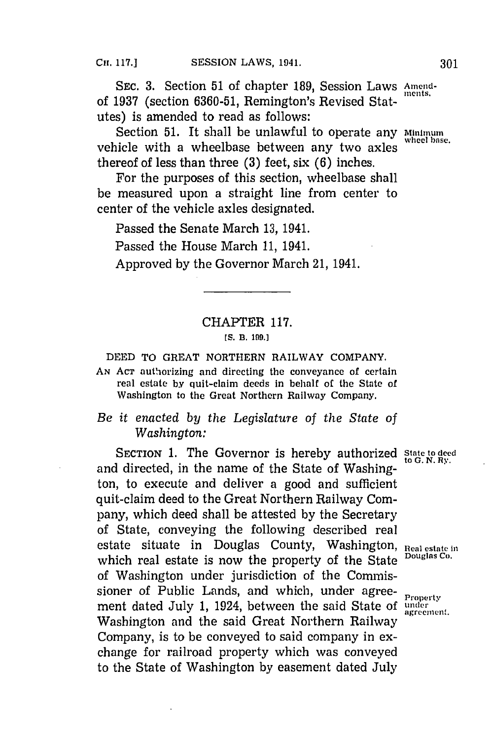SEC. 3. Section 51 of chapter 189, Session Laws of 1937 (section 6360-51, Remington's Revised Statutes) is amended to read as follows:

Amendments.

Section 51. It shall be unlawful to operate any vehicle with a wheelbase between any two axles thereof of less than three (3) feet, six (6) inches.

Minimum wheel base.

For the purposes of this section, wheelbase shall be measured upon a straight line from center to center of the vehicle axles designated.

Passed the Senate March 13, 1941.

Passed the House March 11, 1941.

Approved by the Governor March 21, 1941.

---

## CHAPTER 117.

[S. B. 199.]

### DEED TO GREAT NORTHERN RAILWAY COMPANY.

AN ACT authorizing and directing the conveyance of certain real estate by quit-claim deeds in behalf of the State of Washington to the Great Northern Railway Company.

*Be it enacted by the Legislature of the State of Washington:*

SECTION 1. The Governor is hereby authorized and directed, in the name of the State of Washington, to execute and deliver a good and sufficient quit-claim deed to the Great Northern Railway Company, which deed shall be attested by the Secretary of State, conveying the following described real estate situate in Douglas County, Washington, which real estate is now the property of the State of Washington under jurisdiction of the Commissioner of Public Lands, and which, under agreement dated July 1, 1924, between the said State of Washington and the said Great Northern Railway Company, is to be conveyed to said company in exchange for railroad property which was conveyed to the State of Washington by easement dated July

State to deed to G. N. Ry.

Real estate in Douglas Co.

Property under agreement.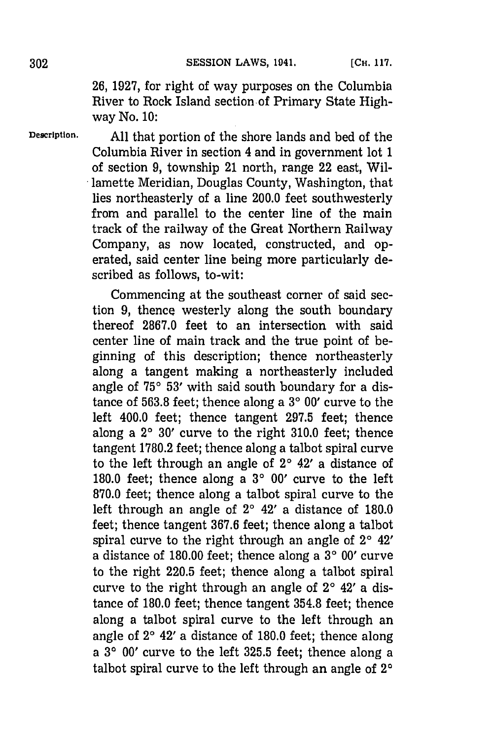26, 1927, for right of way purposes on the Columbia River to Rock Island section of Primary State Highway No. 10:

Description. All that portion of the shore lands and bed of the Columbia River in section 4 and in government lot 1 of section 9, township 21 north, range 22 east, Willamette Meridian, Douglas County, Washington, that lies northeasterly of a line 200.0 feet southwesterly from and parallel to the center line of the main track of the railway of the Great Northern Railway Company, as now located, constructed, and operated, said center line being more particularly described as follows, to-wit:

Commencing at the southeast corner of said section 9, thence westerly along the south boundary thereof 2867.0 feet to an intersection with said center line of main track and the true point of beginning of this description; thence northeasterly along a tangent making a northeasterly included angle of 75° 53′ with said south boundary for a distance of 563.8 feet; thence along a 3° 00′ curve to the left 400.0 feet; thence tangent 297.5 feet; thence along a 2° 30′ curve to the right 310.0 feet; thence tangent 1780.2 feet; thence along a talbot spiral curve to the left through an angle of 2° 42′ a distance of 180.0 feet; thence along a 3° 00′ curve to the left 870.0 feet; thence along a talbot spiral curve to the left through an angle of 2° 42′ a distance of 180.0 feet; thence tangent 367.6 feet; thence along a talbot spiral curve to the right through an angle of 2° 42′ a distance of 180.00 feet; thence along a 3° 00′ curve to the right 220.5 feet; thence along a talbot spiral curve to the right through an angle of 2° 42′ a distance of 180.0 feet; thence tangent 354.8 feet; thence along a talbot spiral curve to the left through an angle of 2° 42′ a distance of 180.0 feet; thence along a 3° 00′ curve to the left 325.5 feet; thence along a talbot spiral curve to the left through an angle of 2°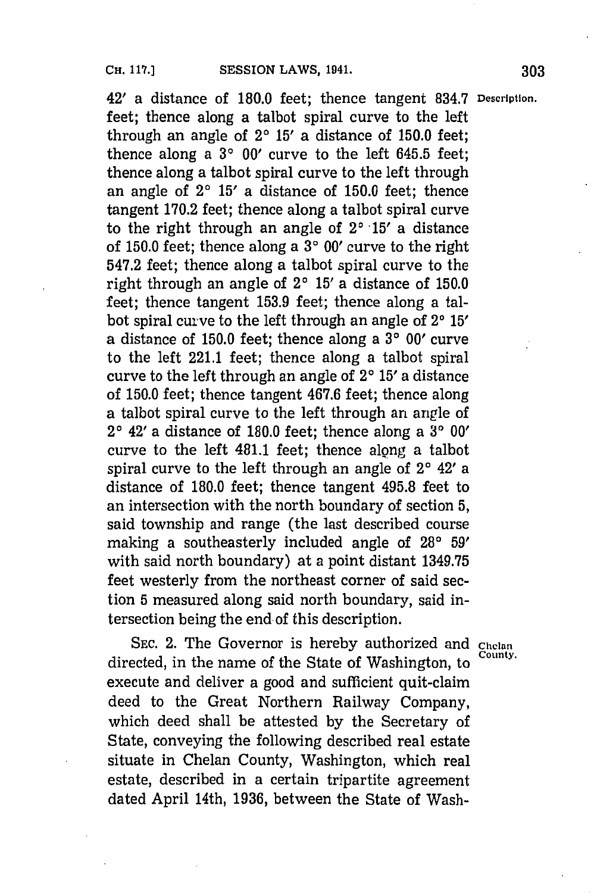42′ a distance of 180.0 feet; thence tangent 834.7 feet; thence along a talbot spiral curve to the left through an angle of 2° 15′ a distance of 150.0 feet; thence along a 3° 00′ curve to the left 645.5 feet; thence along a talbot spiral curve to the left through an angle of 2° 15′ a distance of 150.0 feet; thence tangent 170.2 feet; thence along a talbot spiral curve to the right through an angle of 2° 15′ a distance of 150.0 feet; thence along a 3° 00′ curve to the right 547.2 feet; thence along a talbot spiral curve to the right through an angle of 2° 15′ a distance of 150.0 feet; thence tangent 153.9 feet; thence along a talbot spiral curve to the left through an angle of 2° 15′ a distance of 150.0 feet; thence along a 3° 00′ curve to the left 221.1 feet; thence along a talbot spiral curve to the left through an angle of 2° 15′ a distance of 150.0 feet; thence tangent 467.6 feet; thence along a talbot spiral curve to the left through an angle of 2° 42′ a distance of 180.0 feet; thence along a 3° 00′ curve to the left 481.1 feet; thence along a talbot spiral curve to the left through an angle of 2° 42′ a distance of 180.0 feet; thence tangent 495.8 feet to an intersection with the north boundary of section 5, said township and range (the last described course making a southeasterly included angle of 28° 59′ with said north boundary) at a point distant 1349.75 feet westerly from the northeast corner of said section 5 measured along said north boundary, said intersection being the end of this description.

Description.

SEC. 2. The Governor is hereby authorized and directed, in the name of the State of Washington, to execute and deliver a good and sufficient quit-claim deed to the Great Northern Railway Company, which deed shall be attested by the Secretary of State, conveying the following described real estate situate in Chelan County, Washington, which real estate, described in a certain tripartite agreement dated April 14th, 1936, between the State of Wash-

Chelan County.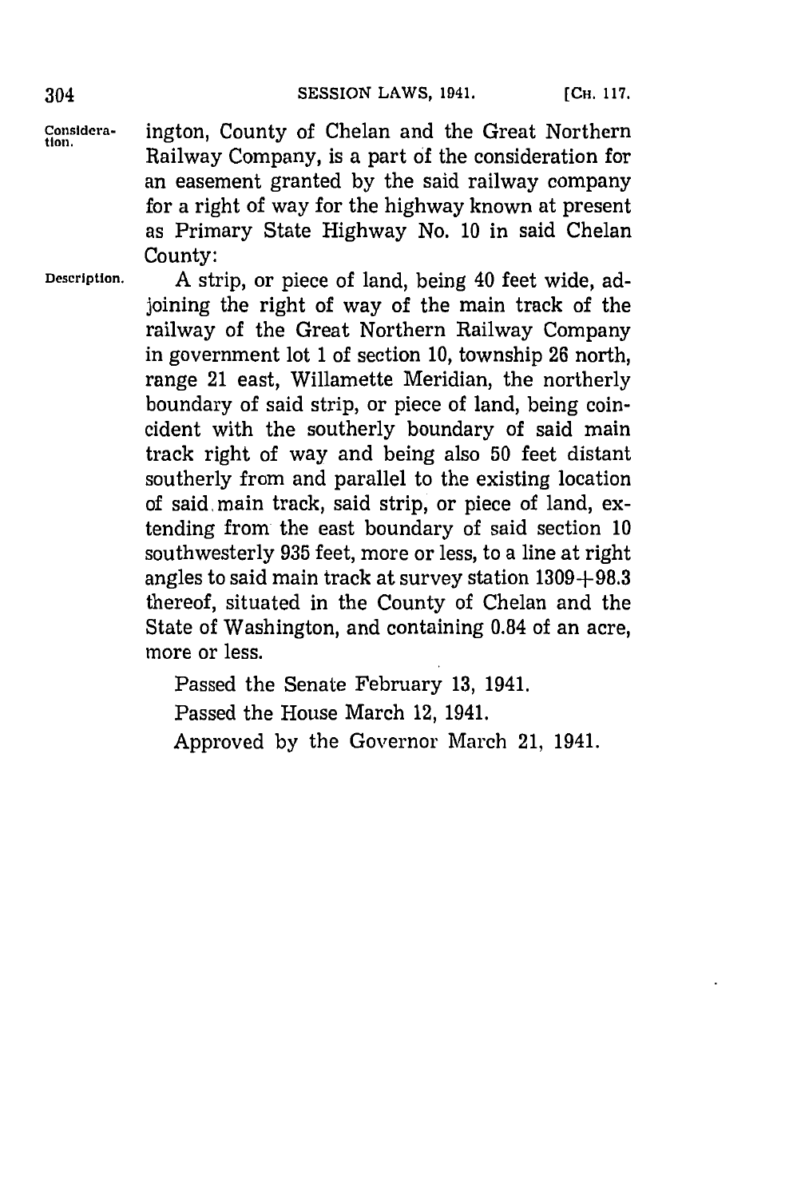ington, County of Chelan and the Great Northern Railway Company, is a part of the consideration for an easement granted by the said railway company for a right of way for the highway known at present as Primary State Highway No. 10 in said Chelan County:

Considera-tion.

Description.

A strip, or piece of land, being 40 feet wide, adjoining the right of way of the main track of the railway of the Great Northern Railway Company in government lot 1 of section 10, township 26 north, range 21 east, Willamette Meridian, the northerly boundary of said strip, or piece of land, being coincident with the southerly boundary of said main track right of way and being also 50 feet distant southerly from and parallel to the existing location of said main track, said strip, or piece of land, extending from the east boundary of said section 10 southwesterly 935 feet, more or less, to a line at right angles to said main track at survey station 1309+98.3 thereof, situated in the County of Chelan and the State of Washington, and containing 0.84 of an acre, more or less.

Passed the Senate February 13, 1941.

Passed the House March 12, 1941.

Approved by the Governor March 21, 1941.